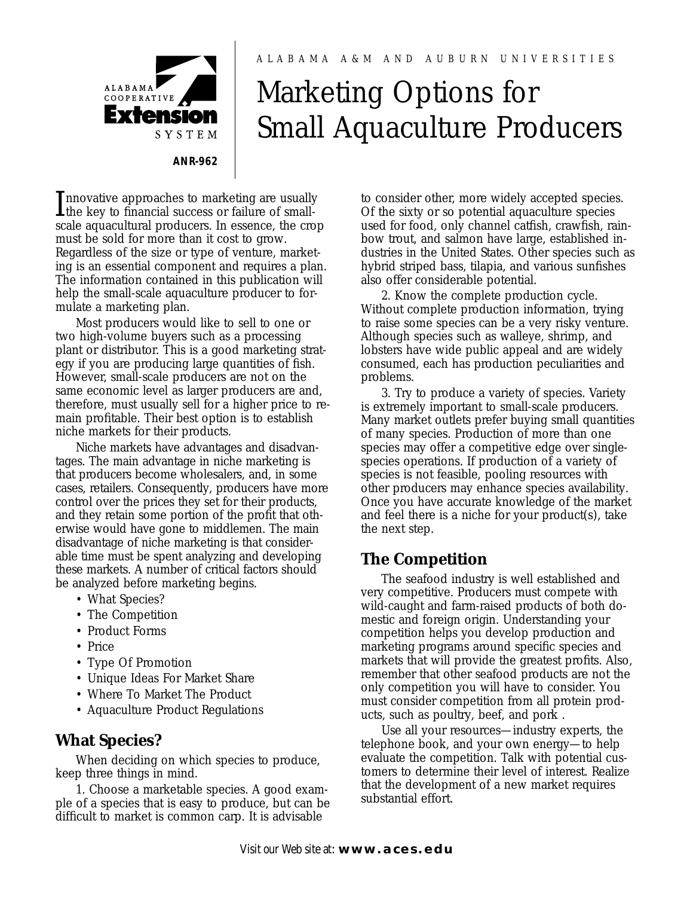ALABAMA A&M AND AUBURN UNIVERSITIES

# Marketing Options for Small Aquaculture Producers

ANR-962

Innovative approaches to marketing are usually the key to financial success or failure of small-scale aquacultural producers. In essence, the crop must be sold for more than it cost to grow. Regardless of the size or type of venture, marketing is an essential component and requires a plan. The information contained in this publication will help the small-scale aquaculture producer to formulate a marketing plan.

Most producers would like to sell to one or two high-volume buyers such as a processing plant or distributor. This is a good marketing strategy if you are producing large quantities of fish. However, small-scale producers are not on the same economic level as larger producers are and, therefore, must usually sell for a higher price to remain profitable. Their best option is to establish niche markets for their products.

Niche markets have advantages and disadvantages. The main advantage in niche marketing is that producers become wholesalers, and, in some cases, retailers. Consequently, producers have more control over the prices they set for their products, and they retain some portion of the profit that otherwise would have gone to middlemen. The main disadvantage of niche marketing is that considerable time must be spent analyzing and developing these markets. A number of critical factors should be analyzed before marketing begins.

- What Species?
- The Competition
- Product Forms
- Price
- Type Of Promotion
- Unique Ideas For Market Share
- Where To Market The Product
- Aquaculture Product Regulations

## What Species?

When deciding on which species to produce, keep three things in mind.

1. Choose a marketable species. A good example of a species that is easy to produce, but can be difficult to market is common carp. It is advisable to consider other, more widely accepted species. Of the sixty or so potential aquaculture species used for food, only channel catfish, crawfish, rainbow trout, and salmon have large, established industries in the United States. Other species such as hybrid striped bass, tilapia, and various sunfishes also offer considerable potential.

2. Know the complete production cycle. Without complete production information, trying to raise some species can be a very risky venture. Although species such as walleye, shrimp, and lobsters have wide public appeal and are widely consumed, each has production peculiarities and problems.

3. Try to produce a variety of species. Variety is extremely important to small-scale producers. Many market outlets prefer buying small quantities of many species. Production of more than one species may offer a competitive edge over single-species operations. If production of a variety of species is not feasible, pooling resources with other producers may enhance species availability. Once you have accurate knowledge of the market and feel there is a niche for your product(s), take the next step.

## The Competition

The seafood industry is well established and very competitive. Producers must compete with wild-caught and farm-raised products of both domestic and foreign origin. Understanding your competition helps you develop production and marketing programs around specific species and markets that will provide the greatest profits. Also, remember that other seafood products are not the only competition you will have to consider. You must consider competition from all protein products, such as poultry, beef, and pork .

Use all your resources—industry experts, the telephone book, and your own energy—to help evaluate the competition. Talk with potential customers to determine their level of interest. Realize that the development of a new market requires substantial effort.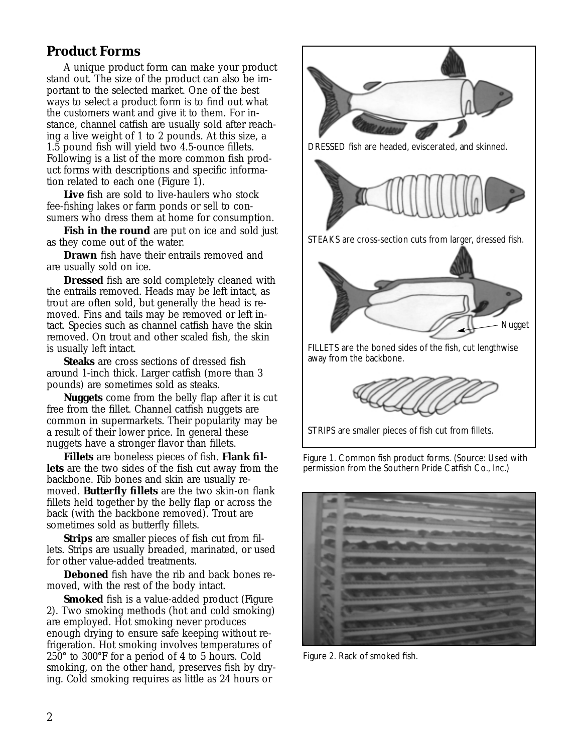## Product Forms

A unique product form can make your product stand out. The size of the product can also be important to the selected market. One of the best ways to select a product form is to find out what the customers want and give it to them. For instance, channel catfish are usually sold after reaching a live weight of 1 to 2 pounds. At this size, a 1.5 pound fish will yield two 4.5-ounce fillets. Following is a list of the more common fish product forms with descriptions and specific information related to each one (Figure 1).

**Live** fish are sold to live-haulers who stock fee-fishing lakes or farm ponds or sell to consumers who dress them at home for consumption.

**Fish in the round** are put on ice and sold just as they come out of the water.

**Drawn** fish have their entrails removed and are usually sold on ice.

**Dressed** fish are sold completely cleaned with the entrails removed. Heads may be left intact, as trout are often sold, but generally the head is removed. Fins and tails may be removed or left intact. Species such as channel catfish have the skin removed. On trout and other scaled fish, the skin is usually left intact.

**Steaks** are cross sections of dressed fish around 1-inch thick. Larger catfish (more than 3 pounds) are sometimes sold as steaks.

**Nuggets** come from the belly flap after it is cut free from the fillet. Channel catfish nuggets are common in supermarkets. Their popularity may be a result of their lower price. In general these nuggets have a stronger flavor than fillets.

**Fillets** are boneless pieces of fish. **Flank fillets** are the two sides of the fish cut away from the backbone. Rib bones and skin are usually removed. **Butterfly fillets** are the two skin-on flank fillets held together by the belly flap or across the back (with the backbone removed). Trout are sometimes sold as butterfly fillets.

**Strips** are smaller pieces of fish cut from fillets. Strips are usually breaded, marinated, or used for other value-added treatments.

**Deboned** fish have the rib and back bones removed, with the rest of the body intact.

**Smoked** fish is a value-added product (Figure 2). Two smoking methods (hot and cold smoking) are employed. Hot smoking never produces enough drying to ensure safe keeping without refrigeration. Hot smoking involves temperatures of 250° to 300°F for a period of 4 to 5 hours. Cold smoking, on the other hand, preserves fish by drying. Cold smoking requires as little as 24 hours or

DRESSED fish are headed, eviscerated, and skinned.

STEAKS are cross-section cuts from larger, dressed fish.

Nugget

FILLETS are the boned sides of the fish, cut lengthwise away from the backbone.

STRIPS are smaller pieces of fish cut from fillets.

Figure 1. Common fish product forms. (Source: Used with permission from the Southern Pride Catfish Co., Inc.)

Figure 2. Rack of smoked fish.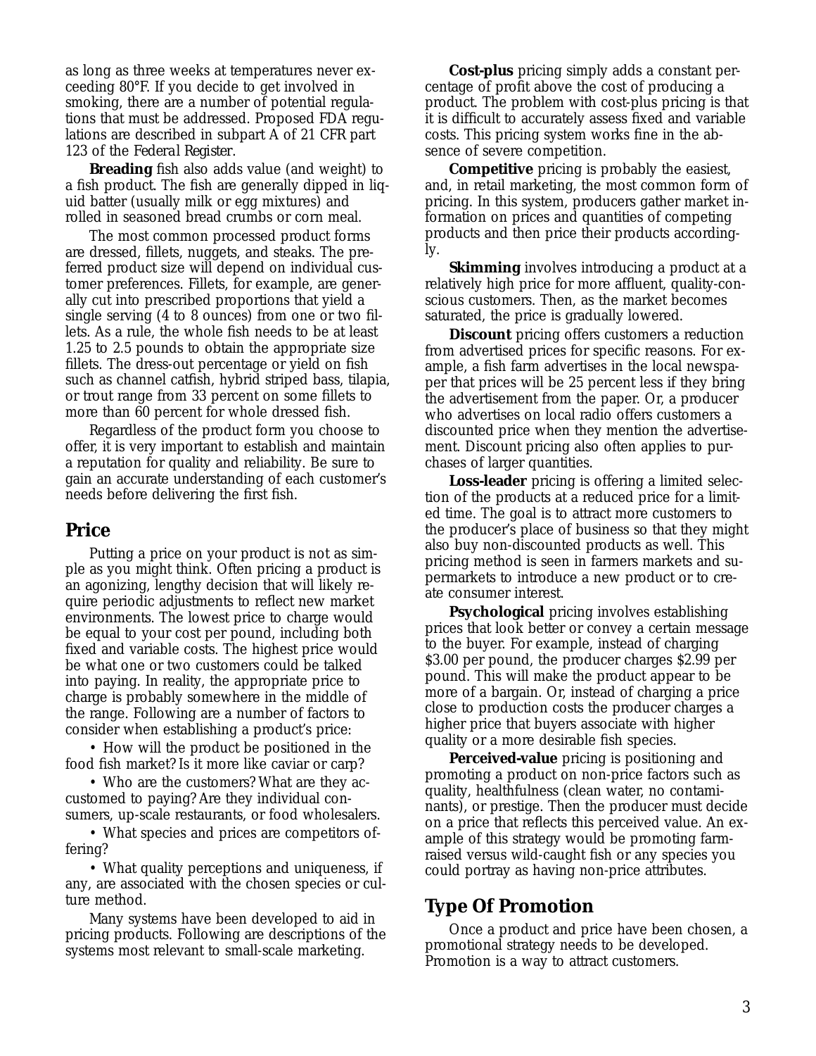as long as three weeks at temperatures never exceeding 80°F. If you decide to get involved in smoking, there are a number of potential regulations that must be addressed. Proposed FDA regulations are described in subpart A of 21 CFR part 123 of the *Federal Register*.

**Breading** fish also adds value (and weight) to a fish product. The fish are generally dipped in liquid batter (usually milk or egg mixtures) and rolled in seasoned bread crumbs or corn meal.

The most common processed product forms are dressed, fillets, nuggets, and steaks. The preferred product size will depend on individual customer preferences. Fillets, for example, are generally cut into prescribed proportions that yield a single serving (4 to 8 ounces) from one or two fillets. As a rule, the whole fish needs to be at least 1.25 to 2.5 pounds to obtain the appropriate size fillets. The dress-out percentage or yield on fish such as channel catfish, hybrid striped bass, tilapia, or trout range from 33 percent on some fillets to more than 60 percent for whole dressed fish.

Regardless of the product form you choose to offer, it is very important to establish and maintain a reputation for quality and reliability. Be sure to gain an accurate understanding of each customer's needs before delivering the first fish.

## Price

Putting a price on your product is not as simple as you might think. Often pricing a product is an agonizing, lengthy decision that will likely require periodic adjustments to reflect new market environments. The lowest price to charge would be equal to your cost per pound, including both fixed and variable costs. The highest price would be what one or two customers could be talked into paying. In reality, the appropriate price to charge is probably somewhere in the middle of the range. Following are a number of factors to consider when establishing a product's price:

- How will the product be positioned in the food fish market? Is it more like caviar or carp?
- Who are the customers? What are they accustomed to paying? Are they individual consumers, up-scale restaurants, or food wholesalers.
- What species and prices are competitors offering?
- What quality perceptions and uniqueness, if any, are associated with the chosen species or culture method.

Many systems have been developed to aid in pricing products. Following are descriptions of the systems most relevant to small-scale marketing.

**Cost-plus** pricing simply adds a constant percentage of profit above the cost of producing a product. The problem with cost-plus pricing is that it is difficult to accurately assess fixed and variable costs. This pricing system works fine in the absence of severe competition.

**Competitive** pricing is probably the easiest, and, in retail marketing, the most common form of pricing. In this system, producers gather market information on prices and quantities of competing products and then price their products accordingly.

**Skimming** involves introducing a product at a relatively high price for more affluent, quality-conscious customers. Then, as the market becomes saturated, the price is gradually lowered.

**Discount** pricing offers customers a reduction from advertised prices for specific reasons. For example, a fish farm advertises in the local newspaper that prices will be 25 percent less if they bring the advertisement from the paper. Or, a producer who advertises on local radio offers customers a discounted price when they mention the advertisement. Discount pricing also often applies to purchases of larger quantities.

**Loss-leader** pricing is offering a limited selection of the products at a reduced price for a limited time. The goal is to attract more customers to the producer's place of business so that they might also buy non-discounted products as well. This pricing method is seen in farmers markets and supermarkets to introduce a new product or to create consumer interest.

**Psychological** pricing involves establishing prices that look better or convey a certain message to the buyer. For example, instead of charging $3.00 per pound, the producer charges $2.99 per pound. This will make the product appear to be more of a bargain. Or, instead of charging a price close to production costs the producer charges a higher price that buyers associate with higher quality or a more desirable fish species.

**Perceived-value** pricing is positioning and promoting a product on non-price factors such as quality, healthfulness (clean water, no contaminants), or prestige. Then the producer must decide on a price that reflects this perceived value. An example of this strategy would be promoting farm-raised versus wild-caught fish or any species you could portray as having non-price attributes.

## Type Of Promotion

Once a product and price have been chosen, a promotional strategy needs to be developed. Promotion is a way to attract customers.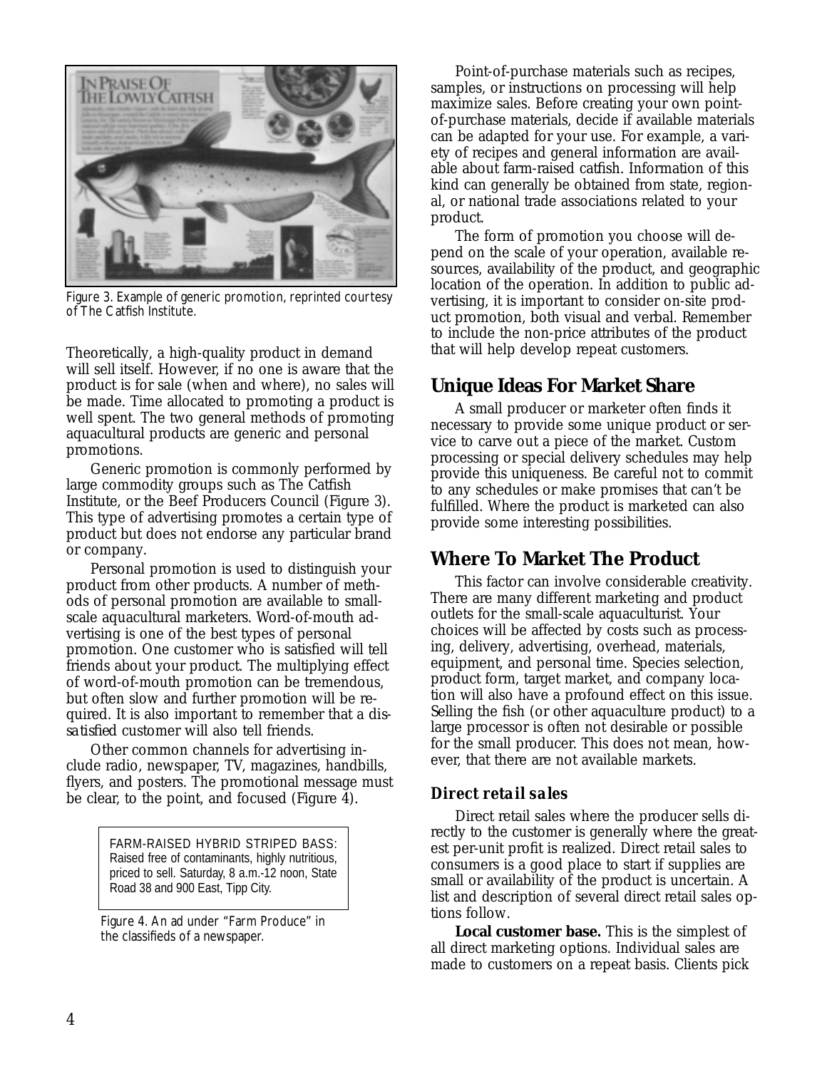Figure 3. Example of generic promotion, reprinted courtesy of The Catfish Institute.

Theoretically, a high-quality product in demand will sell itself. However, if no one is aware that the product is for sale (when and where), no sales will be made. Time allocated to promoting a product is well spent. The two general methods of promoting aquacultural products are generic and personal promotions.

Generic promotion is commonly performed by large commodity groups such as The Catfish Institute, or the Beef Producers Council (Figure 3). This type of advertising promotes a certain type of product but does not endorse any particular brand or company.

Personal promotion is used to distinguish your product from other products. A number of methods of personal promotion are available to small-scale aquacultural marketers. Word-of-mouth advertising is one of the best types of personal promotion. One customer who is satisfied will tell friends about your product. The multiplying effect of word-of-mouth promotion can be tremendous, but often slow and further promotion will be required. It is also important to remember that a dissatisfied customer will also tell friends.

Other common channels for advertising include radio, newspaper, TV, magazines, handbills, flyers, and posters. The promotional message must be clear, to the point, and focused (Figure 4).

> FARM-RAISED HYBRID STRIPED BASS: Raised free of contaminants, highly nutritious, priced to sell. Saturday, 8 a.m.-12 noon, State Road 38 and 900 East, Tipp City.

Figure 4. An ad under "Farm Produce" in the classifieds of a newspaper.

Point-of-purchase materials such as recipes, samples, or instructions on processing will help maximize sales. Before creating your own point-of-purchase materials, decide if available materials can be adapted for your use. For example, a variety of recipes and general information are available about farm-raised catfish. Information of this kind can generally be obtained from state, regional, or national trade associations related to your product.

The form of promotion you choose will depend on the scale of your operation, available resources, availability of the product, and geographic location of the operation. In addition to public advertising, it is important to consider on-site product promotion, both visual and verbal. Remember to include the non-price attributes of the product that will help develop repeat customers.

## Unique Ideas For Market Share

A small producer or marketer often finds it necessary to provide some unique product or service to carve out a piece of the market. Custom processing or special delivery schedules may help provide this uniqueness. Be careful not to commit to any schedules or make promises that can't be fulfilled. Where the product is marketed can also provide some interesting possibilities.

## Where To Market The Product

This factor can involve considerable creativity. There are many different marketing and product outlets for the small-scale aquaculturist. Your choices will be affected by costs such as processing, delivery, advertising, overhead, materials, equipment, and personal time. Species selection, product form, target market, and company location will also have a profound effect on this issue. Selling the fish (or other aquaculture product) to a large processor is often not desirable or possible for the small producer. This does not mean, however, that there are not available markets.

### *Direct retail sales*

Direct retail sales where the producer sells directly to the customer is generally where the greatest per-unit profit is realized. Direct retail sales to consumers is a good place to start if supplies are small or availability of the product is uncertain. A list and description of several direct retail sales options follow.

**Local customer base.** This is the simplest of all direct marketing options. Individual sales are made to customers on a repeat basis. Clients pick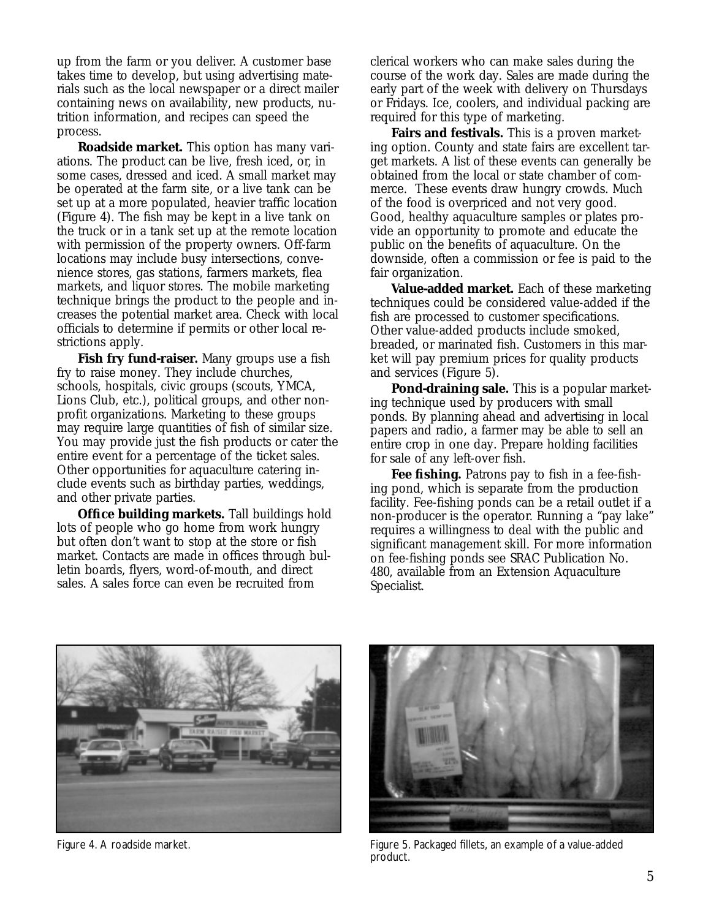up from the farm or you deliver. A customer base takes time to develop, but using advertising materials such as the local newspaper or a direct mailer containing news on availability, new products, nutrition information, and recipes can speed the process.

**Roadside market.** This option has many variations. The product can be live, fresh iced, or, in some cases, dressed and iced. A small market may be operated at the farm site, or a live tank can be set up at a more populated, heavier traffic location (Figure 4). The fish may be kept in a live tank on the truck or in a tank set up at the remote location with permission of the property owners. Off-farm locations may include busy intersections, convenience stores, gas stations, farmers markets, flea markets, and liquor stores. The mobile marketing technique brings the product to the people and increases the potential market area. Check with local officials to determine if permits or other local restrictions apply.

**Fish fry fund-raiser.** Many groups use a fish fry to raise money. They include churches, schools, hospitals, civic groups (scouts, YMCA, Lions Club, etc.), political groups, and other non-profit organizations. Marketing to these groups may require large quantities of fish of similar size. You may provide just the fish products or cater the entire event for a percentage of the ticket sales. Other opportunities for aquaculture catering include events such as birthday parties, weddings, and other private parties.

**Office building markets.** Tall buildings hold lots of people who go home from work hungry but often don't want to stop at the store or fish market. Contacts are made in offices through bulletin boards, flyers, word-of-mouth, and direct sales. A sales force can even be recruited from clerical workers who can make sales during the course of the work day. Sales are made during the early part of the week with delivery on Thursdays or Fridays. Ice, coolers, and individual packing are required for this type of marketing.

**Fairs and festivals.** This is a proven marketing option. County and state fairs are excellent target markets. A list of these events can generally be obtained from the local or state chamber of commerce. These events draw hungry crowds. Much of the food is overpriced and not very good. Good, healthy aquaculture samples or plates provide an opportunity to promote and educate the public on the benefits of aquaculture. On the downside, often a commission or fee is paid to the fair organization.

**Value-added market.** Each of these marketing techniques could be considered value-added if the fish are processed to customer specifications. Other value-added products include smoked, breaded, or marinated fish. Customers in this market will pay premium prices for quality products and services (Figure 5).

**Pond-draining sale.** This is a popular marketing technique used by producers with small ponds. By planning ahead and advertising in local papers and radio, a farmer may be able to sell an entire crop in one day. Prepare holding facilities for sale of any left-over fish.

**Fee fishing.** Patrons pay to fish in a fee-fishing pond, which is separate from the production facility. Fee-fishing ponds can be a retail outlet if a non-producer is the operator. Running a "pay lake" requires a willingness to deal with the public and significant management skill. For more information on fee-fishing ponds see SRAC Publication No. 480, available from an Extension Aquaculture Specialist.

Figure 4. A roadside market.

Figure 5. Packaged fillets, an example of a value-added product.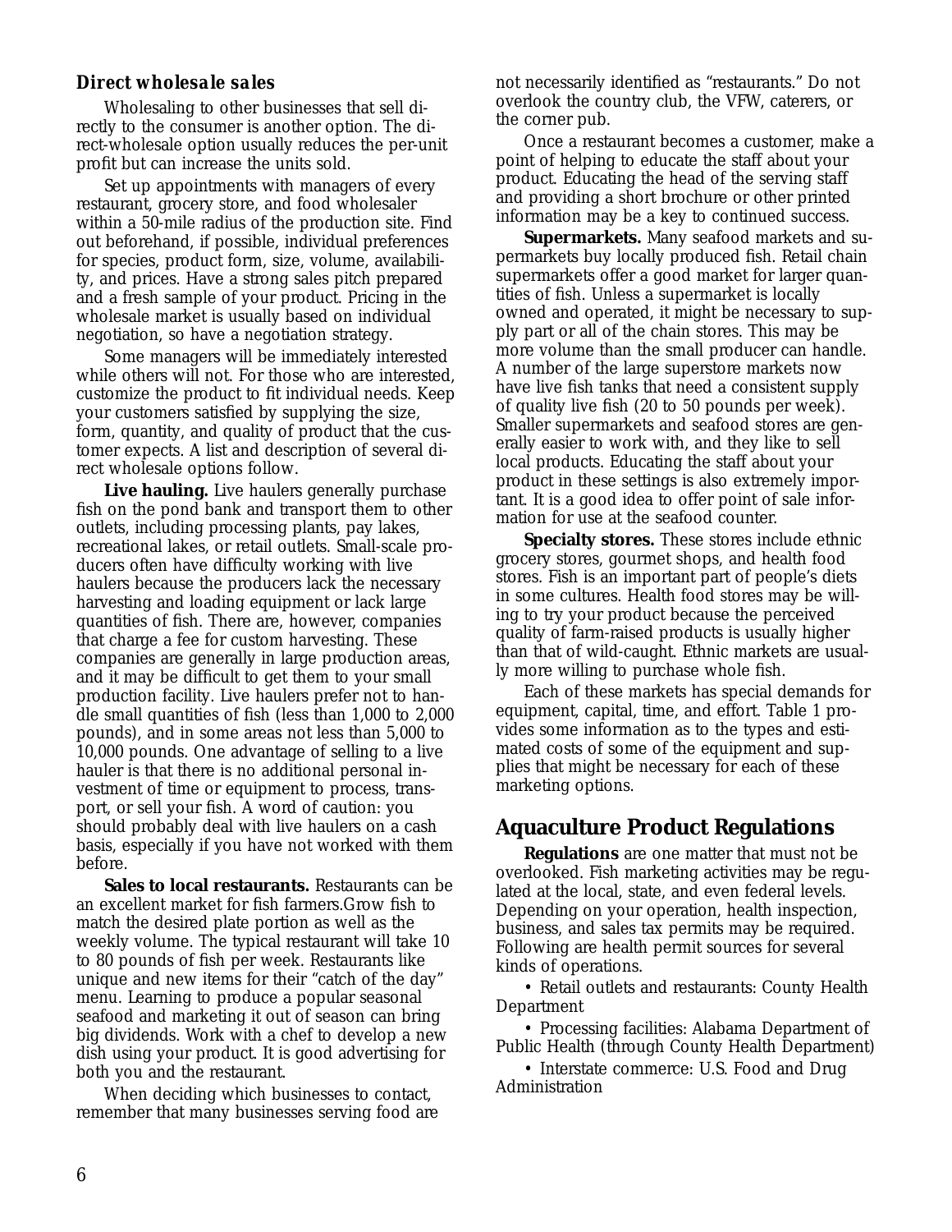### *Direct wholesale sales*

Wholesaling to other businesses that sell directly to the consumer is another option. The direct-wholesale option usually reduces the per-unit profit but can increase the units sold.

Set up appointments with managers of every restaurant, grocery store, and food wholesaler within a 50-mile radius of the production site. Find out beforehand, if possible, individual preferences for species, product form, size, volume, availability, and prices. Have a strong sales pitch prepared and a fresh sample of your product. Pricing in the wholesale market is usually based on individual negotiation, so have a negotiation strategy.

Some managers will be immediately interested while others will not. For those who are interested, customize the product to fit individual needs. Keep your customers satisfied by supplying the size, form, quantity, and quality of product that the customer expects. A list and description of several direct wholesale options follow.

**Live hauling.** Live haulers generally purchase fish on the pond bank and transport them to other outlets, including processing plants, pay lakes, recreational lakes, or retail outlets. Small-scale producers often have difficulty working with live haulers because the producers lack the necessary harvesting and loading equipment or lack large quantities of fish. There are, however, companies that charge a fee for custom harvesting. These companies are generally in large production areas, and it may be difficult to get them to your small production facility. Live haulers prefer not to handle small quantities of fish (less than 1,000 to 2,000 pounds), and in some areas not less than 5,000 to 10,000 pounds. One advantage of selling to a live hauler is that there is no additional personal investment of time or equipment to process, transport, or sell your fish. A word of caution: you should probably deal with live haulers on a cash basis, especially if you have not worked with them before.

**Sales to local restaurants.** Restaurants can be an excellent market for fish farmers.Grow fish to match the desired plate portion as well as the weekly volume. The typical restaurant will take 10 to 80 pounds of fish per week. Restaurants like unique and new items for their "catch of the day" menu. Learning to produce a popular seasonal seafood and marketing it out of season can bring big dividends. Work with a chef to develop a new dish using your product. It is good advertising for both you and the restaurant.

When deciding which businesses to contact, remember that many businesses serving food are not necessarily identified as "restaurants." Do not overlook the country club, the VFW, caterers, or the corner pub.

Once a restaurant becomes a customer, make a point of helping to educate the staff about your product. Educating the head of the serving staff and providing a short brochure or other printed information may be a key to continued success.

**Supermarkets.** Many seafood markets and supermarkets buy locally produced fish. Retail chain supermarkets offer a good market for larger quantities of fish. Unless a supermarket is locally owned and operated, it might be necessary to supply part or all of the chain stores. This may be more volume than the small producer can handle. A number of the large superstore markets now have live fish tanks that need a consistent supply of quality live fish (20 to 50 pounds per week). Smaller supermarkets and seafood stores are generally easier to work with, and they like to sell local products. Educating the staff about your product in these settings is also extremely important. It is a good idea to offer point of sale information for use at the seafood counter.

**Specialty stores.** These stores include ethnic grocery stores, gourmet shops, and health food stores. Fish is an important part of people's diets in some cultures. Health food stores may be willing to try your product because the perceived quality of farm-raised products is usually higher than that of wild-caught. Ethnic markets are usually more willing to purchase whole fish.

Each of these markets has special demands for equipment, capital, time, and effort. Table 1 provides some information as to the types and estimated costs of some of the equipment and supplies that might be necessary for each of these marketing options.

## Aquaculture Product Regulations

**Regulations** are one matter that must not be overlooked. Fish marketing activities may be regulated at the local, state, and even federal levels. Depending on your operation, health inspection, business, and sales tax permits may be required. Following are health permit sources for several kinds of operations.

- Retail outlets and restaurants: County Health Department
- Processing facilities: Alabama Department of Public Health (through County Health Department)
- Interstate commerce: U.S. Food and Drug Administration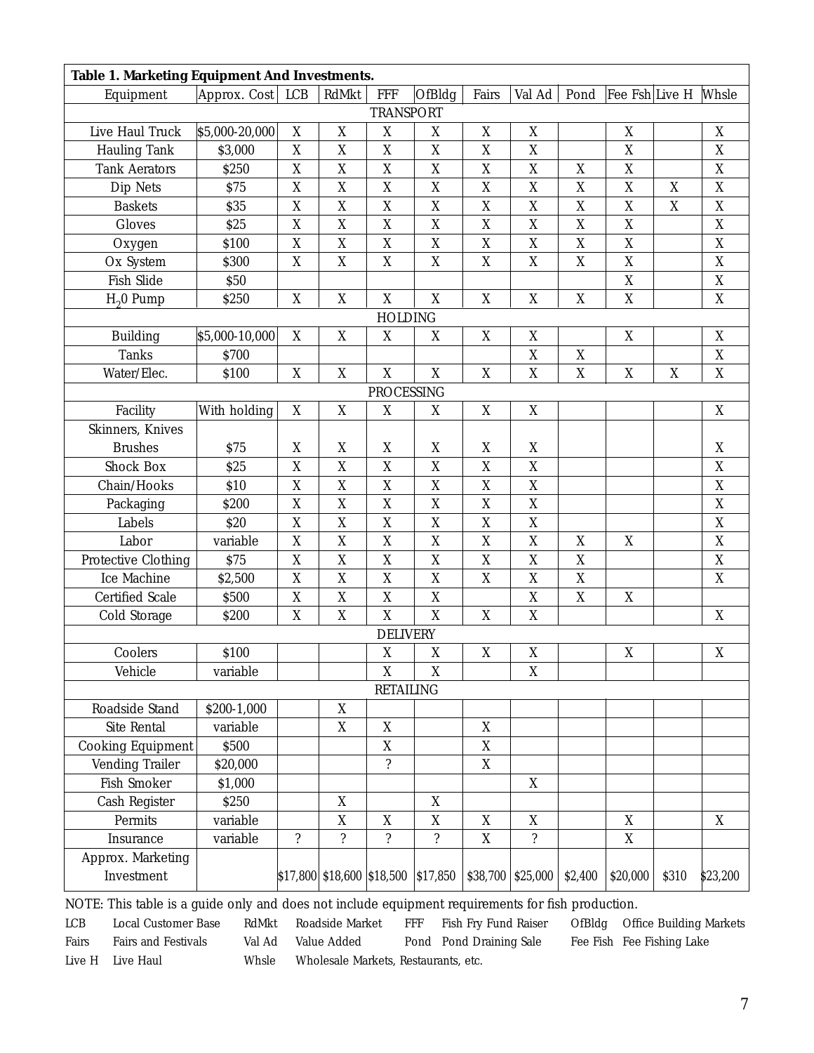**Table 1. Marketing Equipment And Investments.**

| Equipment | Approx. Cost | LCB | RdMkt | FFF | OfBldg | Fairs | Val Ad | Pond | Fee Fsh | Live H | Whsle |
|---|---|---|---|---|---|---|---|---|---|---|---|
| TRANSPORT | | | | | | | | | | | |
| Live Haul Truck | $5,000-20,000 | X | X | X | X | X | X | | X | | X |
| Hauling Tank | $3,000 | X | X | X | X | X | X | | X | | X |
| Tank Aerators | $250 | X | X | X | X | X | X | X | X | | X |
| Dip Nets | $75 | X | X | X | X | X | X | X | X | X | X |
| Baskets | $35 | X | X | X | X | X | X | X | X | X | X |
| Gloves | $25 | X | X | X | X | X | X | X | X | | X |
| Oxygen | $100 | X | X | X | X | X | X | X | X | | X |
| Ox System | $300 | X | X | X | X | X | X | X | X | | X |
| Fish Slide | $50 | | | | | | | | X | | X |
| $H_2O$ Pump | $250 | X | X | X | X | X | X | X | X | | X |
| HOLDING | | | | | | | | | | | |
| Building | $5,000-10,000 | X | X | X | X | X | X | | X | | X |
| Tanks | $700 | | | | | | X | X | | | X |
| Water/Elec. | $100 | X | X | X | X | X | X | X | X | X | X |
| PROCESSING | | | | | | | | | | | |
| Facility | With holding | X | X | X | X | X | X | | | | X |
| Skinners, Knives Brushes | $75 | X | X | X | X | X | X | | | | X |
| Shock Box | $25 | X | X | X | X | X | X | | | | X |
| Chain/Hooks | $10 | X | X | X | X | X | X | | | | X |
| Packaging | $200 | X | X | X | X | X | X | | | | X |
| Labels | $20 | X | X | X | X | X | X | | | | X |
| Labor | variable | X | X | X | X | X | X | X | X | | X |
| Protective Clothing | $75 | X | X | X | X | X | X | X | | | X |
| Ice Machine | $2,500 | X | X | X | X | X | X | X | | | X |
| Certified Scale | $500 | X | X | X | X | | X | X | X | | |
| Cold Storage | $200 | X | X | X | X | X | X | | | | X |
| DELIVERY | | | | | | | | | | | |
| Coolers | $100 | | | X | X | X | X | | X | | X |
| Vehicle | variable | | | X | X | | X | | | | |
| RETAILING | | | | | | | | | | | |
| Roadside Stand | $200-1,000 | | X | | | | | | | | |
| Site Rental | variable | | X | X | | X | | | | | |
| Cooking Equipment | $500 | | | X | | X | | | | | |
| Vending Trailer | $20,000 | | | ? | | X | | | | | |
| Fish Smoker | $1,000 | | | | | | X | | | | |
| Cash Register | $250 | | X | | X | | | | | | |
| Permits | variable | | X | X | X | X | X | | X | | X |
| Insurance | variable | ? | ? | ? | ? | X | ? | | X | | |
| Approx. Marketing Investment | | $17,800 | $18,600 | $18,500 | $17,850 | $38,700 | $25,000 | $2,400 | $20,000 | $310 | $23,200 |

NOTE: This table is a guide only and does not include equipment requirements for fish production.

LCB Local Customer Base; RdMkt Roadside Market; FFF Fish Fry Fund Raiser; OfBldg Office Building Markets; Fairs Fairs and Festivals; Val Ad Value Added; Pond Pond Draining Sale; Fee Fish Fee Fishing Lake; Live H Live Haul; Whsle Wholesale Markets, Restaurants, etc.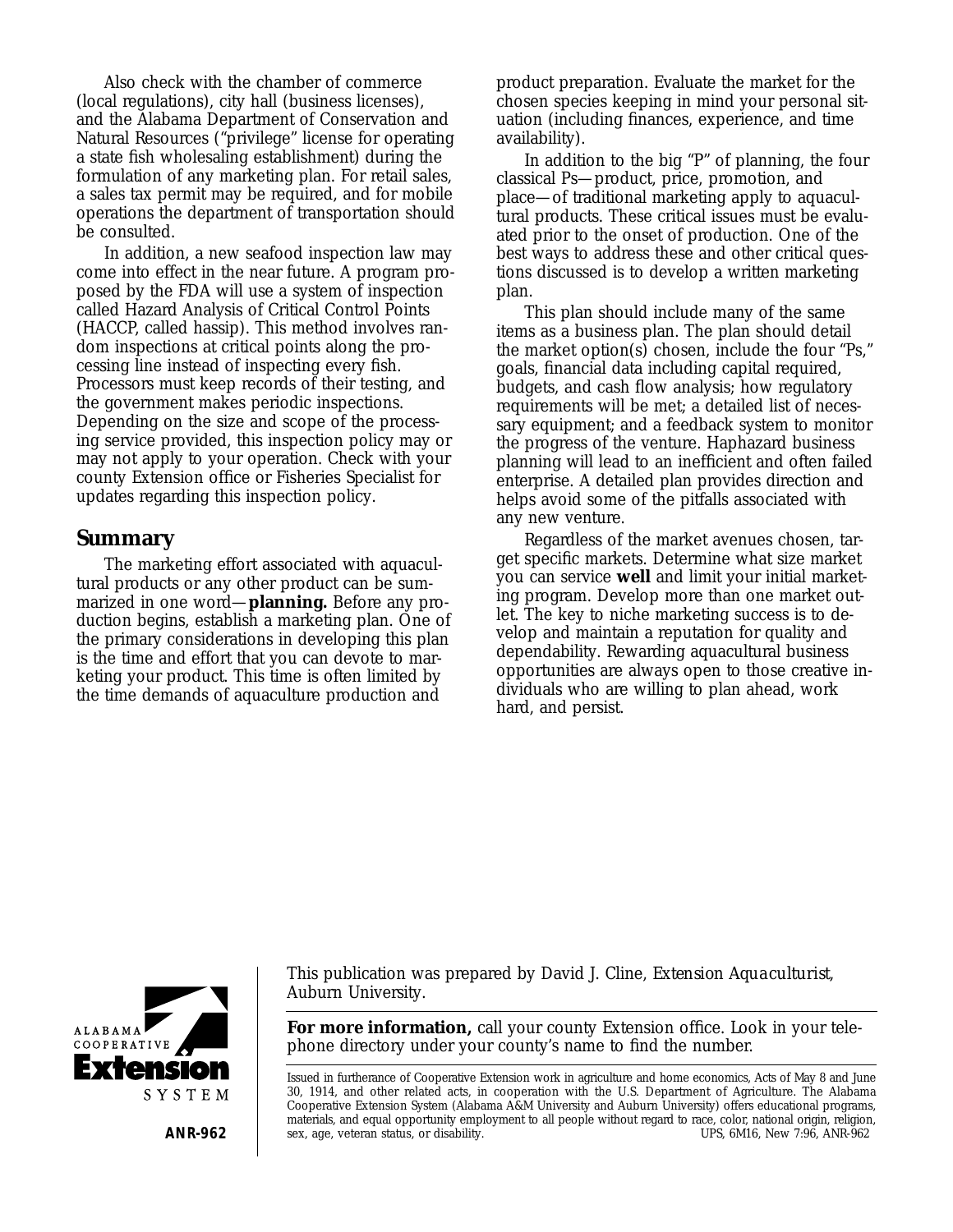Also check with the chamber of commerce (local regulations), city hall (business licenses), and the Alabama Department of Conservation and Natural Resources ("privilege" license for operating a state fish wholesaling establishment) during the formulation of any marketing plan. For retail sales, a sales tax permit may be required, and for mobile operations the department of transportation should be consulted.

In addition, a new seafood inspection law may come into effect in the near future. A program proposed by the FDA will use a system of inspection called Hazard Analysis of Critical Control Points (HACCP, called hassip). This method involves random inspections at critical points along the processing line instead of inspecting every fish. Processors must keep records of their testing, and the government makes periodic inspections. Depending on the size and scope of the processing service provided, this inspection policy may or may not apply to your operation. Check with your county Extension office or Fisheries Specialist for updates regarding this inspection policy.

## Summary

The marketing effort associated with aquacultural products or any other product can be summarized in one word—**planning.** Before any production begins, establish a marketing plan. One of the primary considerations in developing this plan is the time and effort that you can devote to marketing your product. This time is often limited by the time demands of aquaculture production and product preparation. Evaluate the market for the chosen species keeping in mind your personal situation (including finances, experience, and time availability).

In addition to the big "P" of planning, the four classical Ps—product, price, promotion, and place—of traditional marketing apply to aquacultural products. These critical issues must be evaluated prior to the onset of production. One of the best ways to address these and other critical questions discussed is to develop a written marketing plan.

This plan should include many of the same items as a business plan. The plan should detail the market option(s) chosen, include the four "Ps," goals, financial data including capital required, budgets, and cash flow analysis; how regulatory requirements will be met; a detailed list of necessary equipment; and a feedback system to monitor the progress of the venture. Haphazard business planning will lead to an inefficient and often failed enterprise. A detailed plan provides direction and helps avoid some of the pitfalls associated with any new venture.

Regardless of the market avenues chosen, target specific markets. Determine what size market you can service **well** and limit your initial marketing program. Develop more than one market outlet. The key to niche marketing success is to develop and maintain a reputation for quality and dependability. Rewarding aquacultural business opportunities are always open to those creative individuals who are willing to plan ahead, work hard, and persist.

ALABAMA COOPERATIVE **Extension** SYSTEM

**ANR-962**

*This publication was prepared by David J. Cline, Extension Aquaculturist, Auburn University.*

**For more information,** call your county Extension office. Look in your telephone directory under your county's name to find the number.

Issued in furtherance of Cooperative Extension work in agriculture and home economics, Acts of May 8 and June 30, 1914, and other related acts, in cooperation with the U.S. Department of Agriculture. The Alabama Cooperative Extension System (Alabama A&M University and Auburn University) offers educational programs, materials, and equal opportunity employment to all people without regard to race, color, national origin, religion, sex, age, veteran status, or disability. UPS, 6M16, New 7:96, ANR-962